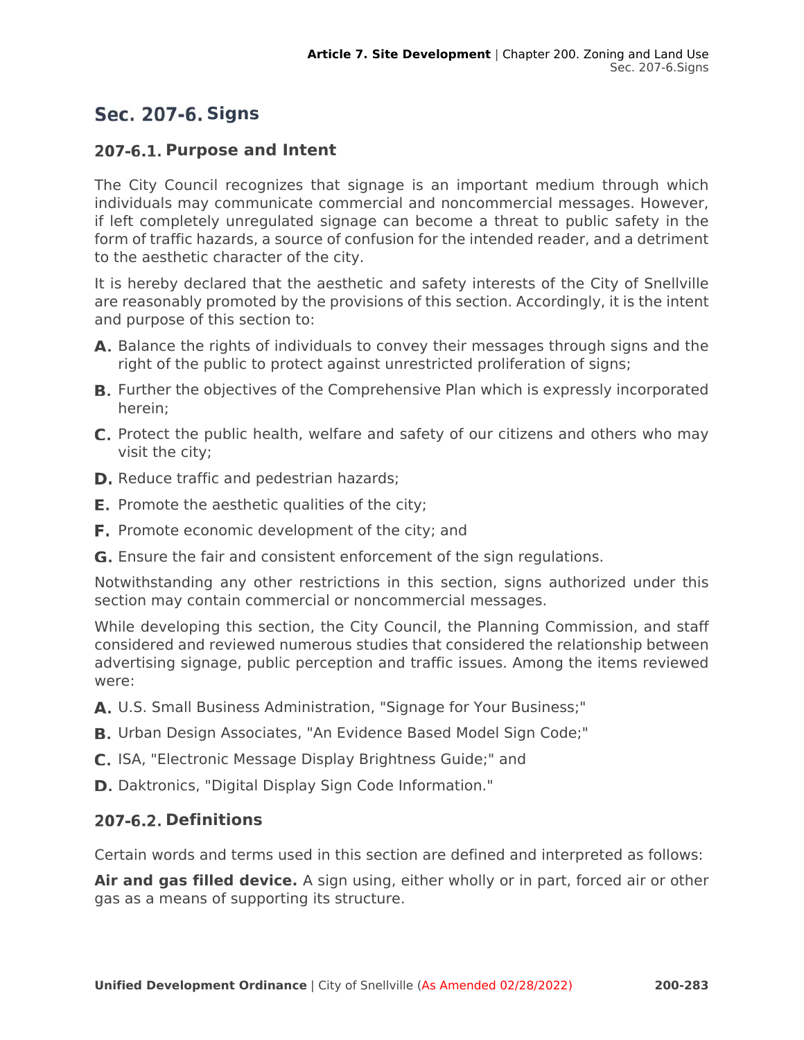# Sec. 207-6. Signs

## 207-6.1. Purpose and Intent

The City Council recognizes that signage is an important medium through which individuals may communicate commercial and noncommercial messages. However, if left completely unregulated signage can become a threat to public safety in the form of traffic hazards, a source of confusion for the intended reader, and a detriment to the aesthetic character of the city.

It is hereby declared that the aesthetic and safety interests of the City of Snellville are reasonably promoted by the provisions of this section. Accordingly, it is the intent and purpose of this section to:

**A.** Balance the rights of individuals to convey their messages through signs and the right of the public to protect against unrestricted proliferation of signs;

**B.** Further the objectives of the Comprehensive Plan which is expressly incorporated herein;

**C.** Protect the public health, welfare and safety of our citizens and others who may visit the city;

**D.** Reduce traffic and pedestrian hazards;

**E.** Promote the aesthetic qualities of the city;

**F.** Promote economic development of the city; and

**G.** Ensure the fair and consistent enforcement of the sign regulations.

Notwithstanding any other restrictions in this section, signs authorized under this section may contain commercial or noncommercial messages.

While developing this section, the City Council, the Planning Commission, and staff considered and reviewed numerous studies that considered the relationship between advertising signage, public perception and traffic issues. Among the items reviewed were:

**A.** U.S. Small Business Administration, "Signage for Your Business;"

**B.** Urban Design Associates, "An Evidence Based Model Sign Code;"

**C.** ISA, "Electronic Message Display Brightness Guide;" and

**D.** Daktronics, "Digital Display Sign Code Information."

## 207-6.2. Definitions

Certain words and terms used in this section are defined and interpreted as follows:

**Air and gas filled device.** A sign using, either wholly or in part, forced air or other gas as a means of supporting its structure.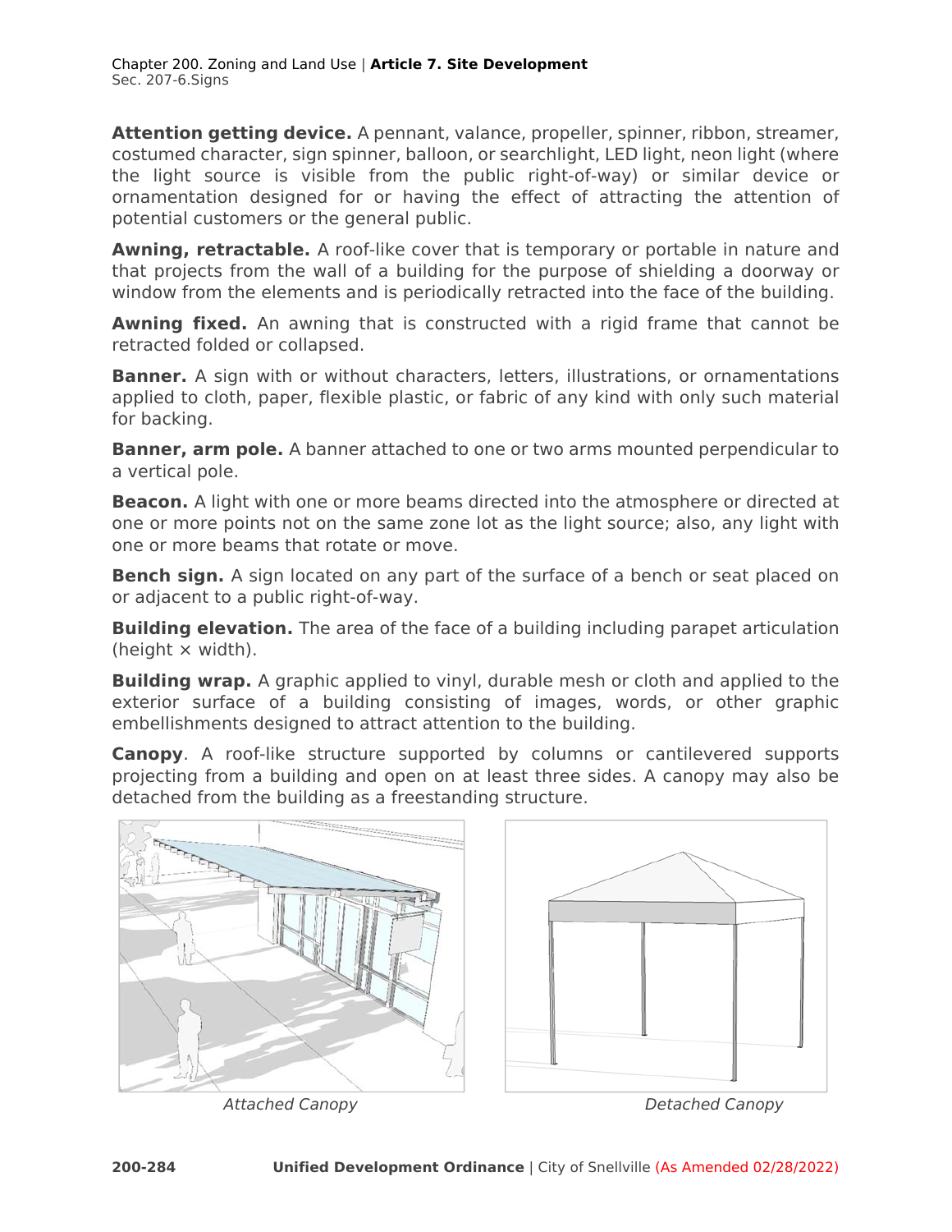**Attention getting device.** A pennant, valance, propeller, spinner, ribbon, streamer, costumed character, sign spinner, balloon, or searchlight, LED light, neon light (where the light source is visible from the public right-of-way) or similar device or ornamentation designed for or having the effect of attracting the attention of potential customers or the general public.

**Awning, retractable.** A roof-like cover that is temporary or portable in nature and that projects from the wall of a building for the purpose of shielding a doorway or window from the elements and is periodically retracted into the face of the building.

**Awning fixed.** An awning that is constructed with a rigid frame that cannot be retracted folded or collapsed.

**Banner.** A sign with or without characters, letters, illustrations, or ornamentations applied to cloth, paper, flexible plastic, or fabric of any kind with only such material for backing.

**Banner, arm pole.** A banner attached to one or two arms mounted perpendicular to a vertical pole.

**Beacon.** A light with one or more beams directed into the atmosphere or directed at one or more points not on the same zone lot as the light source; also, any light with one or more beams that rotate or move.

**Bench sign.** A sign located on any part of the surface of a bench or seat placed on or adjacent to a public right-of-way.

**Building elevation.** The area of the face of a building including parapet articulation (height × width).

**Building wrap.** A graphic applied to vinyl, durable mesh or cloth and applied to the exterior surface of a building consisting of images, words, or other graphic embellishments designed to attract attention to the building.

**Canopy**. A roof-like structure supported by columns or cantilevered supports projecting from a building and open on at least three sides. A canopy may also be detached from the building as a freestanding structure.

*Attached Canopy*

*Detached Canopy*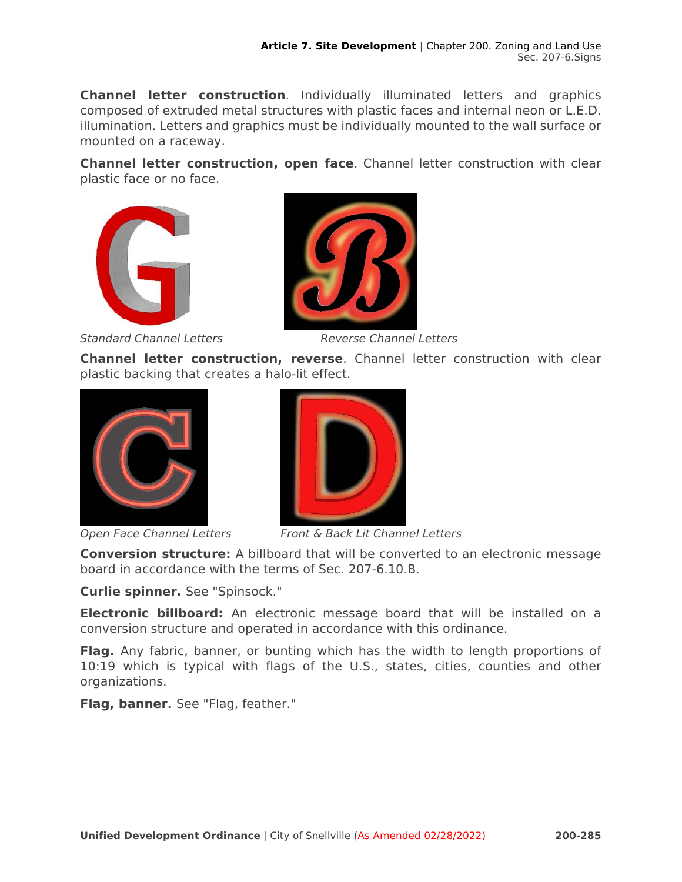**Channel letter construction**. Individually illuminated letters and graphics composed of extruded metal structures with plastic faces and internal neon or L.E.D. illumination. Letters and graphics must be individually mounted to the wall surface or mounted on a raceway.

**Channel letter construction, open face**. Channel letter construction with clear plastic face or no face.

*Standard Channel Letters*

*Reverse Channel Letters*

**Channel letter construction, reverse**. Channel letter construction with clear plastic backing that creates a halo-lit effect.

*Open Face Channel Letters*

*Front & Back Lit Channel Letters*

**Conversion structure:** A billboard that will be converted to an electronic message board in accordance with the terms of Sec. 207-6.10.B.

**Curlie spinner.** See "Spinsock."

**Electronic billboard:** An electronic message board that will be installed on a conversion structure and operated in accordance with this ordinance.

**Flag.** Any fabric, banner, or bunting which has the width to length proportions of 10:19 which is typical with flags of the U.S., states, cities, counties and other organizations.

**Flag, banner.** See "Flag, feather."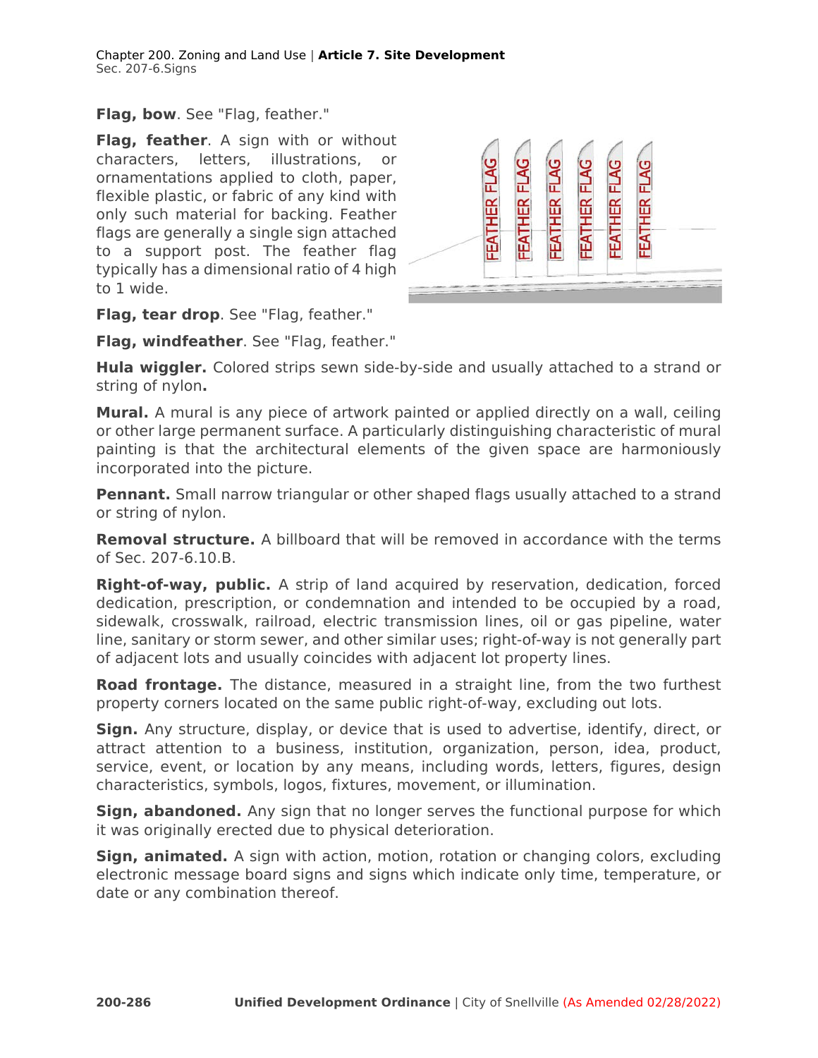**Flag, bow**. See "Flag, feather."

**Flag, feather**. A sign with or without characters, letters, illustrations, or ornamentations applied to cloth, paper, flexible plastic, or fabric of any kind with only such material for backing. Feather flags are generally a single sign attached to a support post. The feather flag typically has a dimensional ratio of 4 high to 1 wide.

**Flag, tear drop**. See "Flag, feather."

**Flag, windfeather**. See "Flag, feather."

**Hula wiggler.** Colored strips sewn side-by-side and usually attached to a strand or string of nylon**.**

**Mural.** A mural is any piece of artwork painted or applied directly on a wall, ceiling or other large permanent surface. A particularly distinguishing characteristic of mural painting is that the architectural elements of the given space are harmoniously incorporated into the picture.

**Pennant.** Small narrow triangular or other shaped flags usually attached to a strand or string of nylon.

**Removal structure.** A billboard that will be removed in accordance with the terms of Sec. 207-6.10.B.

**Right-of-way, public.** A strip of land acquired by reservation, dedication, forced dedication, prescription, or condemnation and intended to be occupied by a road, sidewalk, crosswalk, railroad, electric transmission lines, oil or gas pipeline, water line, sanitary or storm sewer, and other similar uses; right-of-way is not generally part of adjacent lots and usually coincides with adjacent lot property lines.

**Road frontage.** The distance, measured in a straight line, from the two furthest property corners located on the same public right-of-way, excluding out lots.

**Sign.** Any structure, display, or device that is used to advertise, identify, direct, or attract attention to a business, institution, organization, person, idea, product, service, event, or location by any means, including words, letters, figures, design characteristics, symbols, logos, fixtures, movement, or illumination.

**Sign, abandoned.** Any sign that no longer serves the functional purpose for which it was originally erected due to physical deterioration.

**Sign, animated.** A sign with action, motion, rotation or changing colors, excluding electronic message board signs and signs which indicate only time, temperature, or date or any combination thereof.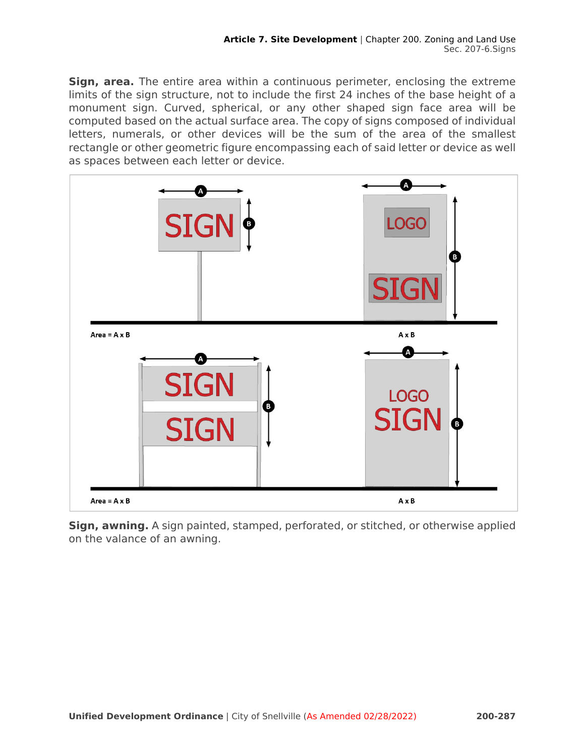**Sign, area.** The entire area within a continuous perimeter, enclosing the extreme limits of the sign structure, not to include the first 24 inches of the base height of a monument sign. Curved, spherical, or any other shaped sign face area will be computed based on the actual surface area. The copy of signs composed of individual letters, numerals, or other devices will be the sum of the area of the smallest rectangle or other geometric figure encompassing each of said letter or device as well as spaces between each letter or device.

Area = A x B

A x B

Area = A x B

A x B

**Sign, awning.** A sign painted, stamped, perforated, or stitched, or otherwise applied on the valance of an awning.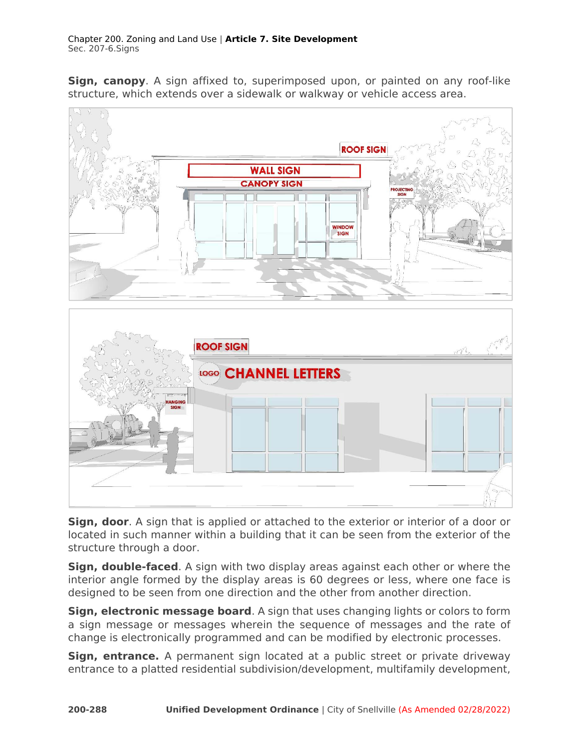**Sign, canopy**. A sign affixed to, superimposed upon, or painted on any roof-like structure, which extends over a sidewalk or walkway or vehicle access area.

**Sign, door**. A sign that is applied or attached to the exterior or interior of a door or located in such manner within a building that it can be seen from the exterior of the structure through a door.

**Sign, double-faced**. A sign with two display areas against each other or where the interior angle formed by the display areas is 60 degrees or less, where one face is designed to be seen from one direction and the other from another direction.

**Sign, electronic message board**. A sign that uses changing lights or colors to form a sign message or messages wherein the sequence of messages and the rate of change is electronically programmed and can be modified by electronic processes.

**Sign, entrance.** A permanent sign located at a public street or private driveway entrance to a platted residential subdivision/development, multifamily development,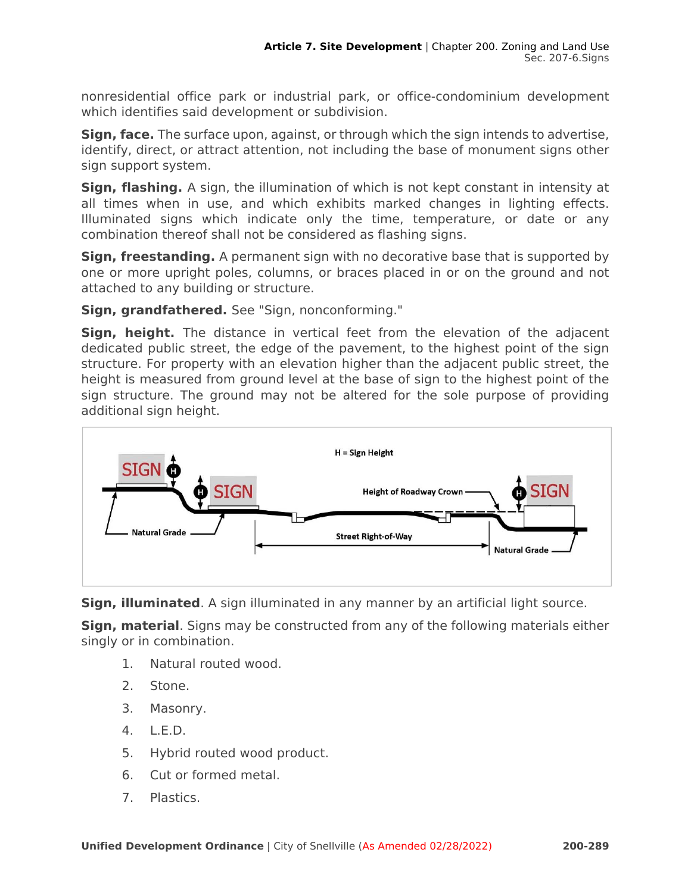nonresidential office park or industrial park, or office-condominium development which identifies said development or subdivision.

**Sign, face.** The surface upon, against, or through which the sign intends to advertise, identify, direct, or attract attention, not including the base of monument signs other sign support system.

**Sign, flashing.** A sign, the illumination of which is not kept constant in intensity at all times when in use, and which exhibits marked changes in lighting effects. Illuminated signs which indicate only the time, temperature, or date or any combination thereof shall not be considered as flashing signs.

**Sign, freestanding.** A permanent sign with no decorative base that is supported by one or more upright poles, columns, or braces placed in or on the ground and not attached to any building or structure.

**Sign, grandfathered.** See "Sign, nonconforming."

**Sign, height.** The distance in vertical feet from the elevation of the adjacent dedicated public street, the edge of the pavement, to the highest point of the sign structure. For property with an elevation higher than the adjacent public street, the height is measured from ground level at the base of sign to the highest point of the sign structure. The ground may not be altered for the sole purpose of providing additional sign height.

**Sign, illuminated**. A sign illuminated in any manner by an artificial light source.

**Sign, material**. Signs may be constructed from any of the following materials either singly or in combination.

1. Natural routed wood.
2. Stone.
3. Masonry.
4. L.E.D.
5. Hybrid routed wood product.
6. Cut or formed metal.
7. Plastics.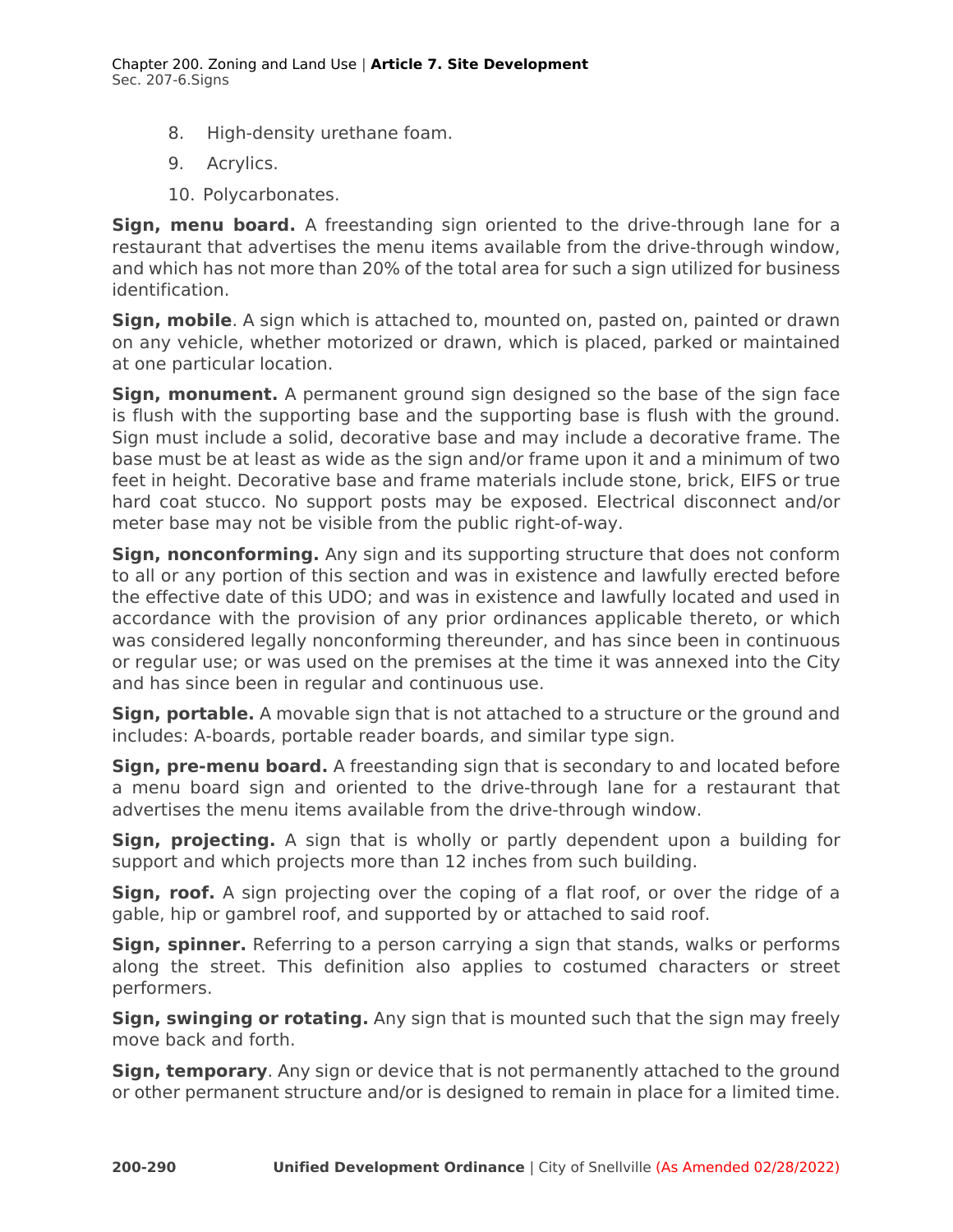8. High-density urethane foam.
9. Acrylics.
10. Polycarbonates.

**Sign, menu board.** A freestanding sign oriented to the drive-through lane for a restaurant that advertises the menu items available from the drive-through window, and which has not more than 20% of the total area for such a sign utilized for business identification.

**Sign, mobile**. A sign which is attached to, mounted on, pasted on, painted or drawn on any vehicle, whether motorized or drawn, which is placed, parked or maintained at one particular location.

**Sign, monument.** A permanent ground sign designed so the base of the sign face is flush with the supporting base and the supporting base is flush with the ground. Sign must include a solid, decorative base and may include a decorative frame. The base must be at least as wide as the sign and/or frame upon it and a minimum of two feet in height. Decorative base and frame materials include stone, brick, EIFS or true hard coat stucco. No support posts may be exposed. Electrical disconnect and/or meter base may not be visible from the public right-of-way.

**Sign, nonconforming.** Any sign and its supporting structure that does not conform to all or any portion of this section and was in existence and lawfully erected before the effective date of this UDO; and was in existence and lawfully located and used in accordance with the provision of any prior ordinances applicable thereto, or which was considered legally nonconforming thereunder, and has since been in continuous or regular use; or was used on the premises at the time it was annexed into the City and has since been in regular and continuous use.

**Sign, portable.** A movable sign that is not attached to a structure or the ground and includes: A-boards, portable reader boards, and similar type sign.

**Sign, pre-menu board.** A freestanding sign that is secondary to and located before a menu board sign and oriented to the drive-through lane for a restaurant that advertises the menu items available from the drive-through window.

**Sign, projecting.** A sign that is wholly or partly dependent upon a building for support and which projects more than 12 inches from such building.

**Sign, roof.** A sign projecting over the coping of a flat roof, or over the ridge of a gable, hip or gambrel roof, and supported by or attached to said roof.

**Sign, spinner.** Referring to a person carrying a sign that stands, walks or performs along the street. This definition also applies to costumed characters or street performers.

**Sign, swinging or rotating.** Any sign that is mounted such that the sign may freely move back and forth.

**Sign, temporary**. Any sign or device that is not permanently attached to the ground or other permanent structure and/or is designed to remain in place for a limited time.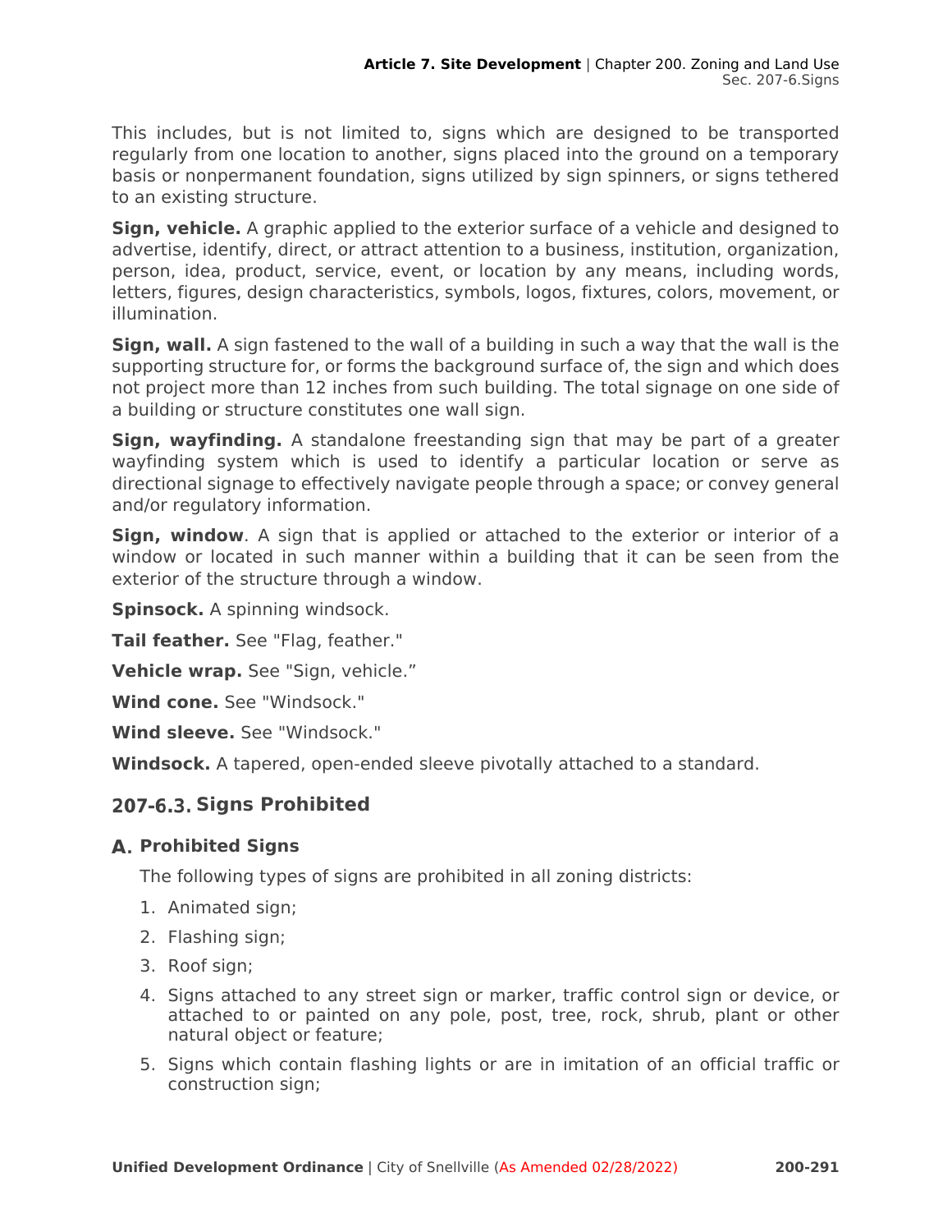This includes, but is not limited to, signs which are designed to be transported regularly from one location to another, signs placed into the ground on a temporary basis or nonpermanent foundation, signs utilized by sign spinners, or signs tethered to an existing structure.

**Sign, vehicle.** A graphic applied to the exterior surface of a vehicle and designed to advertise, identify, direct, or attract attention to a business, institution, organization, person, idea, product, service, event, or location by any means, including words, letters, figures, design characteristics, symbols, logos, fixtures, colors, movement, or illumination.

**Sign, wall.** A sign fastened to the wall of a building in such a way that the wall is the supporting structure for, or forms the background surface of, the sign and which does not project more than 12 inches from such building. The total signage on one side of a building or structure constitutes one wall sign.

**Sign, wayfinding.** A standalone freestanding sign that may be part of a greater wayfinding system which is used to identify a particular location or serve as directional signage to effectively navigate people through a space; or convey general and/or regulatory information.

**Sign, window**. A sign that is applied or attached to the exterior or interior of a window or located in such manner within a building that it can be seen from the exterior of the structure through a window.

**Spinsock.** A spinning windsock.

**Tail feather.** See "Flag, feather."

**Vehicle wrap.** See "Sign, vehicle."

**Wind cone.** See "Windsock."

**Wind sleeve.** See "Windsock."

**Windsock.** A tapered, open-ended sleeve pivotally attached to a standard.

## 207-6.3. Signs Prohibited

### A. Prohibited Signs

The following types of signs are prohibited in all zoning districts:

1. Animated sign;
2. Flashing sign;
3. Roof sign;
4. Signs attached to any street sign or marker, traffic control sign or device, or attached to or painted on any pole, post, tree, rock, shrub, plant or other natural object or feature;
5. Signs which contain flashing lights or are in imitation of an official traffic or construction sign;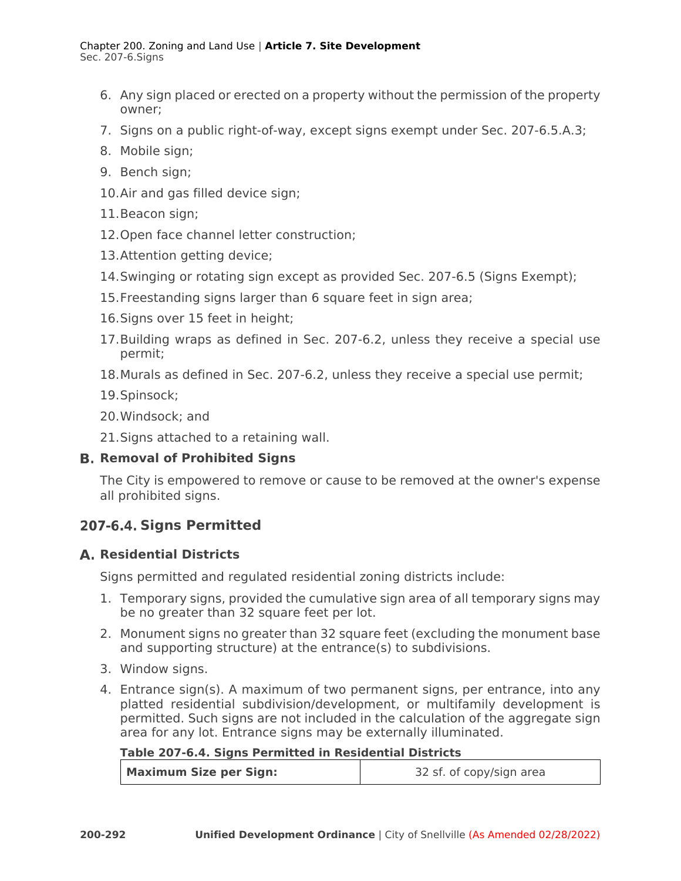6. Any sign placed or erected on a property without the permission of the property owner;
7. Signs on a public right-of-way, except signs exempt under Sec. 207-6.5.A.3;
8. Mobile sign;
9. Bench sign;
10. Air and gas filled device sign;
11. Beacon sign;
12. Open face channel letter construction;
13. Attention getting device;
14. Swinging or rotating sign except as provided Sec. 207-6.5 (Signs Exempt);
15. Freestanding signs larger than 6 square feet in sign area;
16. Signs over 15 feet in height;
17. Building wraps as defined in Sec. 207-6.2, unless they receive a special use permit;
18. Murals as defined in Sec. 207-6.2, unless they receive a special use permit;
19. Spinsock;
20. Windsock; and
21. Signs attached to a retaining wall.

### B. Removal of Prohibited Signs

The City is empowered to remove or cause to be removed at the owner's expense all prohibited signs.

## 207-6.4. Signs Permitted

### A. Residential Districts

Signs permitted and regulated residential zoning districts include:

1. Temporary signs, provided the cumulative sign area of all temporary signs may be no greater than 32 square feet per lot.
2. Monument signs no greater than 32 square feet (excluding the monument base and supporting structure) at the entrance(s) to subdivisions.
3. Window signs.
4. Entrance sign(s). A maximum of two permanent signs, per entrance, into any platted residential subdivision/development, or multifamily development is permitted. Such signs are not included in the calculation of the aggregate sign area for any lot. Entrance signs may be externally illuminated.

**Table 207-6.4. Signs Permitted in Residential Districts**

| | |
|---|---|
| **Maximum Size per Sign:** | 32 sf. of copy/sign area |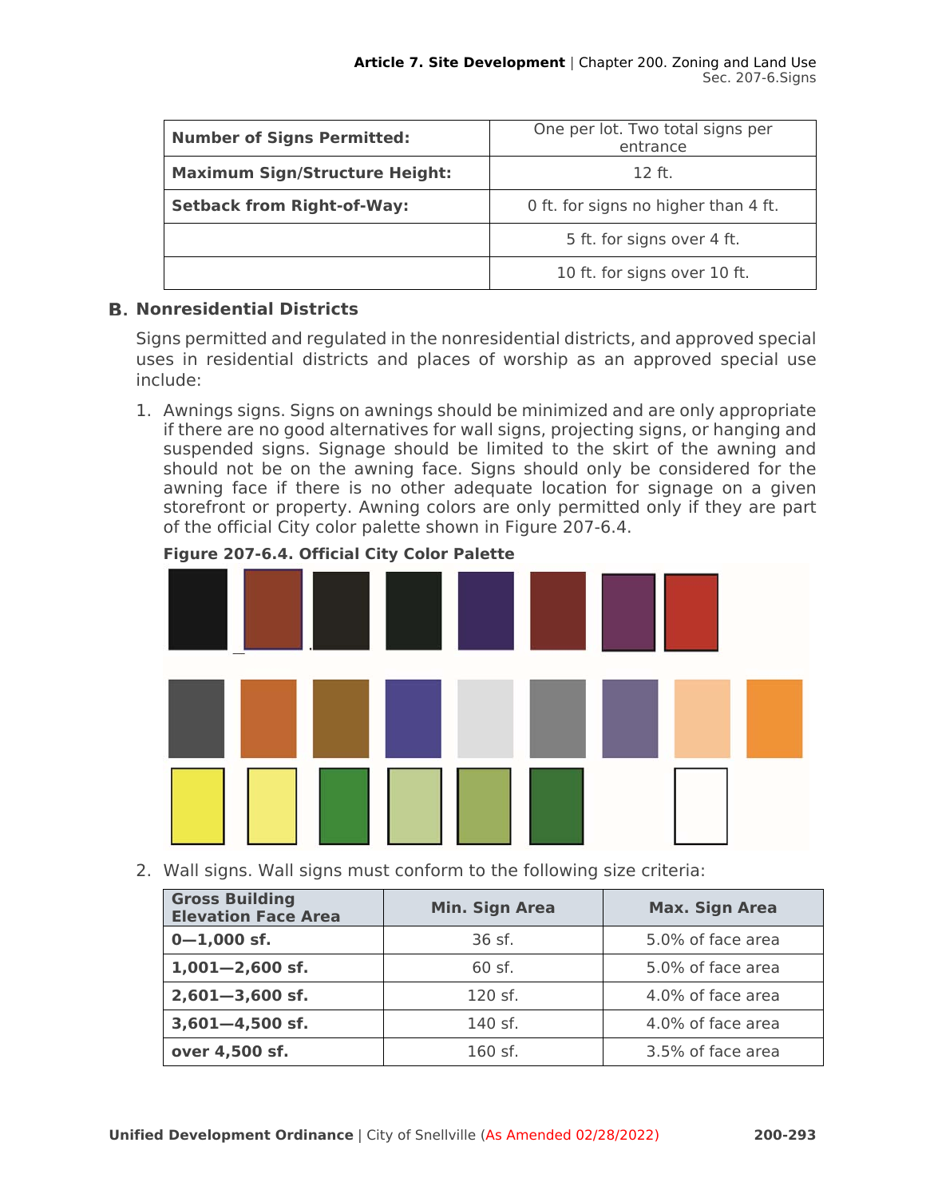| Number of Signs Permitted: | One per lot. Two total signs per entrance |
|---|---|
| Maximum Sign/Structure Height: | 12 ft. |
| Setback from Right-of-Way: | 0 ft. for signs no higher than 4 ft. |
| | 5 ft. for signs over 4 ft. |
| | 10 ft. for signs over 10 ft. |

## B. Nonresidential Districts

Signs permitted and regulated in the nonresidential districts, and approved special uses in residential districts and places of worship as an approved special use include:

1. Awnings signs. Signs on awnings should be minimized and are only appropriate if there are no good alternatives for wall signs, projecting signs, or hanging and suspended signs. Signage should be limited to the skirt of the awning and should not be on the awning face. Signs should only be considered for the awning face if there is no other adequate location for signage on a given storefront or property. Awning colors are only permitted only if they are part of the official City color palette shown in Figure 207-6.4.

**Figure 207-6.4. Official City Color Palette**

2. Wall signs. Wall signs must conform to the following size criteria:

| Gross Building Elevation Face Area | Min. Sign Area | Max. Sign Area |
|---|---|---|
| **0—1,000 sf.** | 36 sf. | 5.0% of face area |
| **1,001—2,600 sf.** | 60 sf. | 5.0% of face area |
| **2,601—3,600 sf.** | 120 sf. | 4.0% of face area |
| **3,601—4,500 sf.** | 140 sf. | 4.0% of face area |
| **over 4,500 sf.** | 160 sf. | 3.5% of face area |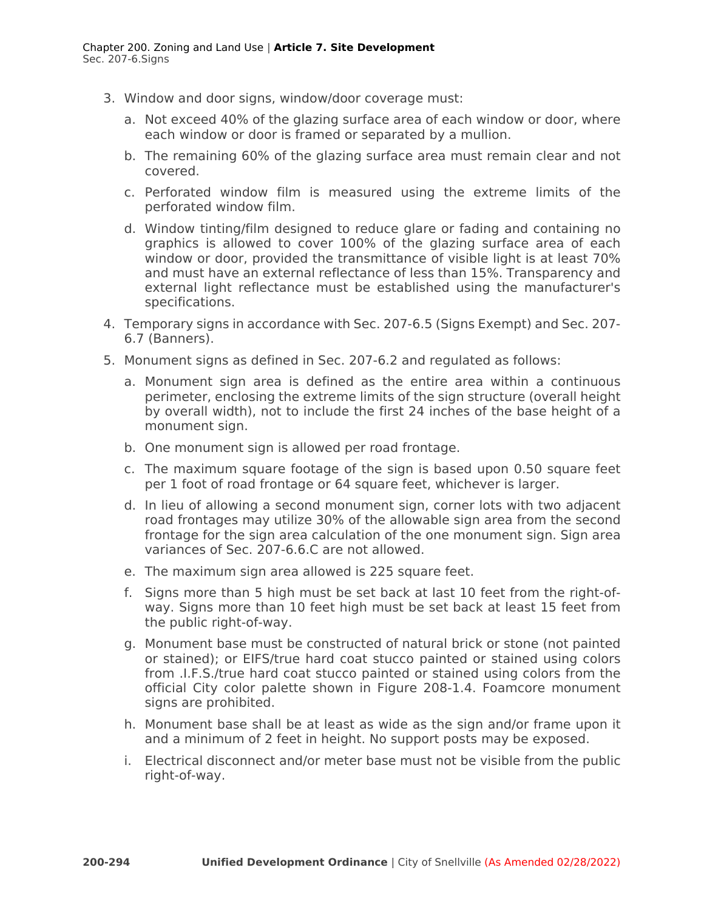3. Window and door signs, window/door coverage must:

    a. Not exceed 40% of the glazing surface area of each window or door, where each window or door is framed or separated by a mullion.

    b. The remaining 60% of the glazing surface area must remain clear and not covered.

    c. Perforated window film is measured using the extreme limits of the perforated window film.

    d. Window tinting/film designed to reduce glare or fading and containing no graphics is allowed to cover 100% of the glazing surface area of each window or door, provided the transmittance of visible light is at least 70% and must have an external reflectance of less than 15%. Transparency and external light reflectance must be established using the manufacturer's specifications.

4. Temporary signs in accordance with Sec. 207-6.5 (Signs Exempt) and Sec. 207-6.7 (Banners).

5. Monument signs as defined in Sec. 207-6.2 and regulated as follows:

    a. Monument sign area is defined as the entire area within a continuous perimeter, enclosing the extreme limits of the sign structure (overall height by overall width), not to include the first 24 inches of the base height of a monument sign.

    b. One monument sign is allowed per road frontage.

    c. The maximum square footage of the sign is based upon 0.50 square feet per 1 foot of road frontage or 64 square feet, whichever is larger.

    d. In lieu of allowing a second monument sign, corner lots with two adjacent road frontages may utilize 30% of the allowable sign area from the second frontage for the sign area calculation of the one monument sign. Sign area variances of Sec. 207-6.6.C are not allowed.

    e. The maximum sign area allowed is 225 square feet.

    f. Signs more than 5 high must be set back at last 10 feet from the right-of-way. Signs more than 10 feet high must be set back at least 15 feet from the public right-of-way.

    g. Monument base must be constructed of natural brick or stone (not painted or stained); or EIFS/true hard coat stucco painted or stained using colors from .I.F.S./true hard coat stucco painted or stained using colors from the official City color palette shown in Figure 208-1.4. Foamcore monument signs are prohibited.

    h. Monument base shall be at least as wide as the sign and/or frame upon it and a minimum of 2 feet in height. No support posts may be exposed.

    i. Electrical disconnect and/or meter base must not be visible from the public right-of-way.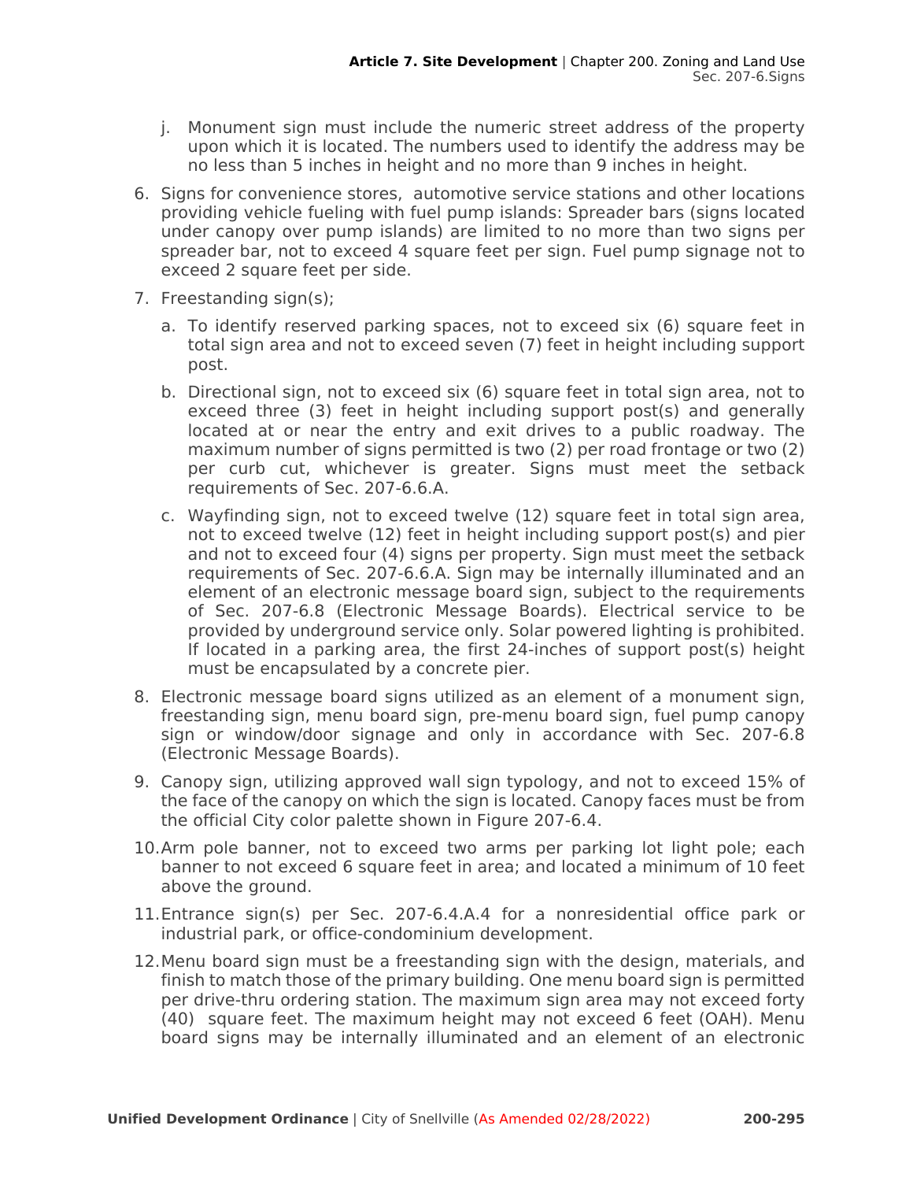j. Monument sign must include the numeric street address of the property upon which it is located. The numbers used to identify the address may be no less than 5 inches in height and no more than 9 inches in height.

6. Signs for convenience stores, automotive service stations and other locations providing vehicle fueling with fuel pump islands: Spreader bars (signs located under canopy over pump islands) are limited to no more than two signs per spreader bar, not to exceed 4 square feet per sign. Fuel pump signage not to exceed 2 square feet per side.

7. Freestanding sign(s);

   a. To identify reserved parking spaces, not to exceed six (6) square feet in total sign area and not to exceed seven (7) feet in height including support post.

   b. Directional sign, not to exceed six (6) square feet in total sign area, not to exceed three (3) feet in height including support post(s) and generally located at or near the entry and exit drives to a public roadway. The maximum number of signs permitted is two (2) per road frontage or two (2) per curb cut, whichever is greater. Signs must meet the setback requirements of Sec. 207-6.6.A.

   c. Wayfinding sign, not to exceed twelve (12) square feet in total sign area, not to exceed twelve (12) feet in height including support post(s) and pier and not to exceed four (4) signs per property. Sign must meet the setback requirements of Sec. 207-6.6.A. Sign may be internally illuminated and an element of an electronic message board sign, subject to the requirements of Sec. 207-6.8 (Electronic Message Boards). Electrical service to be provided by underground service only. Solar powered lighting is prohibited. If located in a parking area, the first 24-inches of support post(s) height must be encapsulated by a concrete pier.

8. Electronic message board signs utilized as an element of a monument sign, freestanding sign, menu board sign, pre-menu board sign, fuel pump canopy sign or window/door signage and only in accordance with Sec. 207-6.8 (Electronic Message Boards).

9. Canopy sign, utilizing approved wall sign typology, and not to exceed 15% of the face of the canopy on which the sign is located. Canopy faces must be from the official City color palette shown in Figure 207-6.4.

10. Arm pole banner, not to exceed two arms per parking lot light pole; each banner to not exceed 6 square feet in area; and located a minimum of 10 feet above the ground.

11. Entrance sign(s) per Sec. 207-6.4.A.4 for a nonresidential office park or industrial park, or office-condominium development.

12. Menu board sign must be a freestanding sign with the design, materials, and finish to match those of the primary building. One menu board sign is permitted per drive-thru ordering station. The maximum sign area may not exceed forty (40) square feet. The maximum height may not exceed 6 feet (OAH). Menu board signs may be internally illuminated and an element of an electronic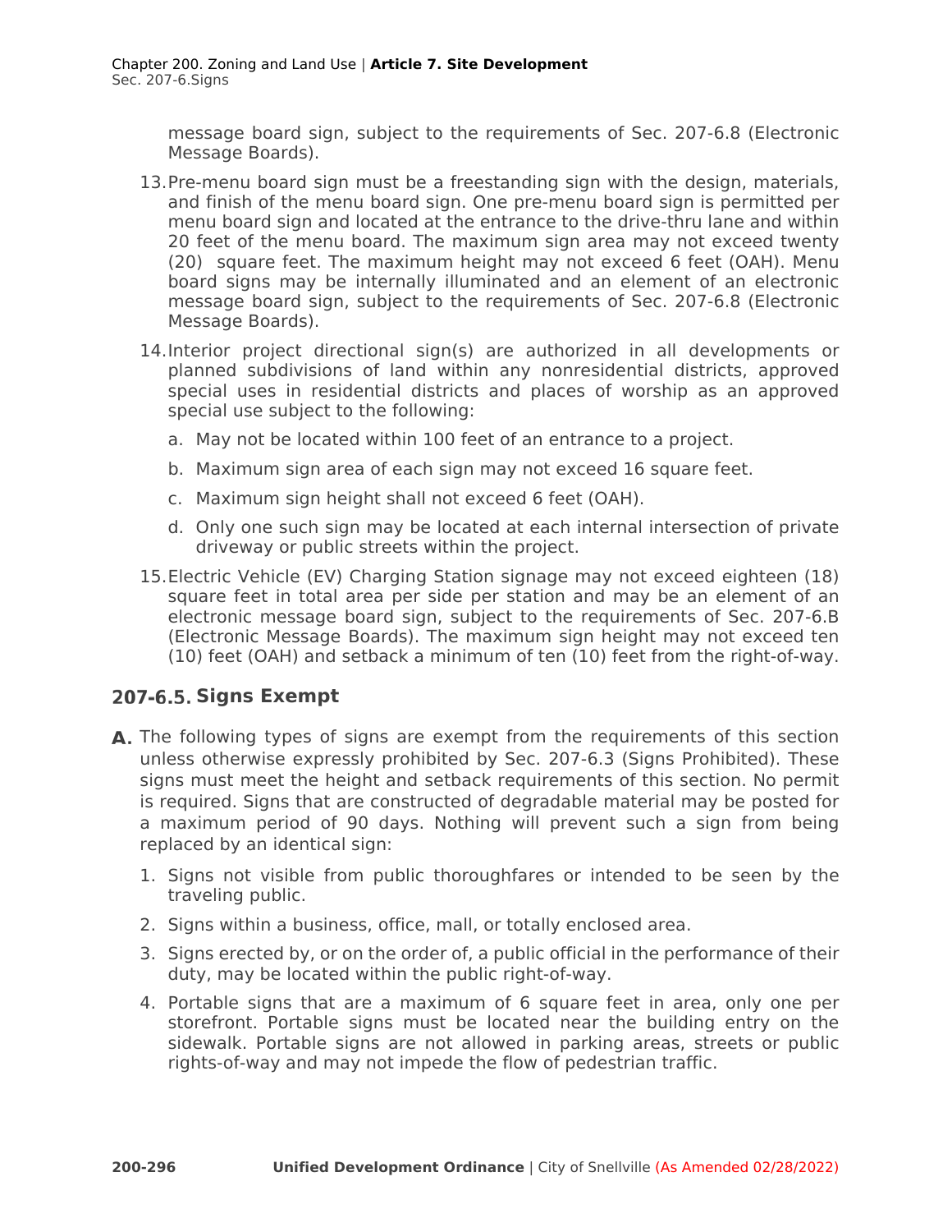message board sign, subject to the requirements of Sec. 207-6.8 (Electronic Message Boards).

13. Pre-menu board sign must be a freestanding sign with the design, materials, and finish of the menu board sign. One pre-menu board sign is permitted per menu board sign and located at the entrance to the drive-thru lane and within 20 feet of the menu board. The maximum sign area may not exceed twenty (20) square feet. The maximum height may not exceed 6 feet (OAH). Menu board signs may be internally illuminated and an element of an electronic message board sign, subject to the requirements of Sec. 207-6.8 (Electronic Message Boards).

14. Interior project directional sign(s) are authorized in all developments or planned subdivisions of land within any nonresidential districts, approved special uses in residential districts and places of worship as an approved special use subject to the following:

    a. May not be located within 100 feet of an entrance to a project.

    b. Maximum sign area of each sign may not exceed 16 square feet.

    c. Maximum sign height shall not exceed 6 feet (OAH).

    d. Only one such sign may be located at each internal intersection of private driveway or public streets within the project.

15. Electric Vehicle (EV) Charging Station signage may not exceed eighteen (18) square feet in total area per side per station and may be an element of an electronic message board sign, subject to the requirements of Sec. 207-6.B (Electronic Message Boards). The maximum sign height may not exceed ten (10) feet (OAH) and setback a minimum of ten (10) feet from the right-of-way.

## 207-6.5. Signs Exempt

**A.** The following types of signs are exempt from the requirements of this section unless otherwise expressly prohibited by Sec. 207-6.3 (Signs Prohibited). These signs must meet the height and setback requirements of this section. No permit is required. Signs that are constructed of degradable material may be posted for a maximum period of 90 days. Nothing will prevent such a sign from being replaced by an identical sign:

1. Signs not visible from public thoroughfares or intended to be seen by the traveling public.

2. Signs within a business, office, mall, or totally enclosed area.

3. Signs erected by, or on the order of, a public official in the performance of their duty, may be located within the public right-of-way.

4. Portable signs that are a maximum of 6 square feet in area, only one per storefront. Portable signs must be located near the building entry on the sidewalk. Portable signs are not allowed in parking areas, streets or public rights-of-way and may not impede the flow of pedestrian traffic.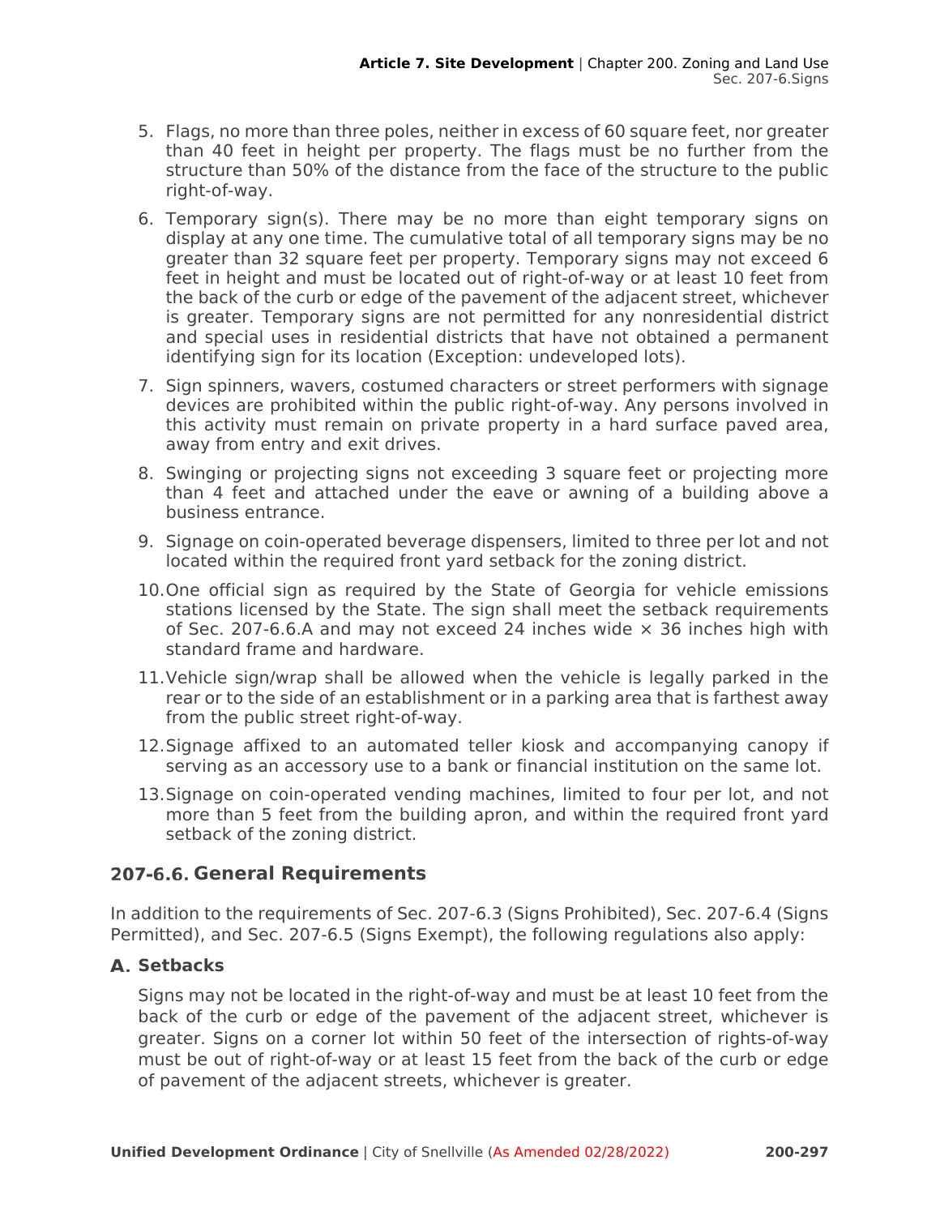5. Flags, no more than three poles, neither in excess of 60 square feet, nor greater than 40 feet in height per property. The flags must be no further from the structure than 50% of the distance from the face of the structure to the public right-of-way.
6. Temporary sign(s). There may be no more than eight temporary signs on display at any one time. The cumulative total of all temporary signs may be no greater than 32 square feet per property. Temporary signs may not exceed 6 feet in height and must be located out of right-of-way or at least 10 feet from the back of the curb or edge of the pavement of the adjacent street, whichever is greater. Temporary signs are not permitted for any nonresidential district and special uses in residential districts that have not obtained a permanent identifying sign for its location (Exception: undeveloped lots).
7. Sign spinners, wavers, costumed characters or street performers with signage devices are prohibited within the public right-of-way. Any persons involved in this activity must remain on private property in a hard surface paved area, away from entry and exit drives.
8. Swinging or projecting signs not exceeding 3 square feet or projecting more than 4 feet and attached under the eave or awning of a building above a business entrance.
9. Signage on coin-operated beverage dispensers, limited to three per lot and not located within the required front yard setback for the zoning district.
10. One official sign as required by the State of Georgia for vehicle emissions stations licensed by the State. The sign shall meet the setback requirements of Sec. 207-6.6.A and may not exceed 24 inches wide × 36 inches high with standard frame and hardware.
11. Vehicle sign/wrap shall be allowed when the vehicle is legally parked in the rear or to the side of an establishment or in a parking area that is farthest away from the public street right-of-way.
12. Signage affixed to an automated teller kiosk and accompanying canopy if serving as an accessory use to a bank or financial institution on the same lot.
13. Signage on coin-operated vending machines, limited to four per lot, and not more than 5 feet from the building apron, and within the required front yard setback of the zoning district.

## 207-6.6. General Requirements

In addition to the requirements of Sec. 207-6.3 (Signs Prohibited), Sec. 207-6.4 (Signs Permitted), and Sec. 207-6.5 (Signs Exempt), the following regulations also apply:

### A. Setbacks

Signs may not be located in the right-of-way and must be at least 10 feet from the back of the curb or edge of the pavement of the adjacent street, whichever is greater. Signs on a corner lot within 50 feet of the intersection of rights-of-way must be out of right-of-way or at least 15 feet from the back of the curb or edge of pavement of the adjacent streets, whichever is greater.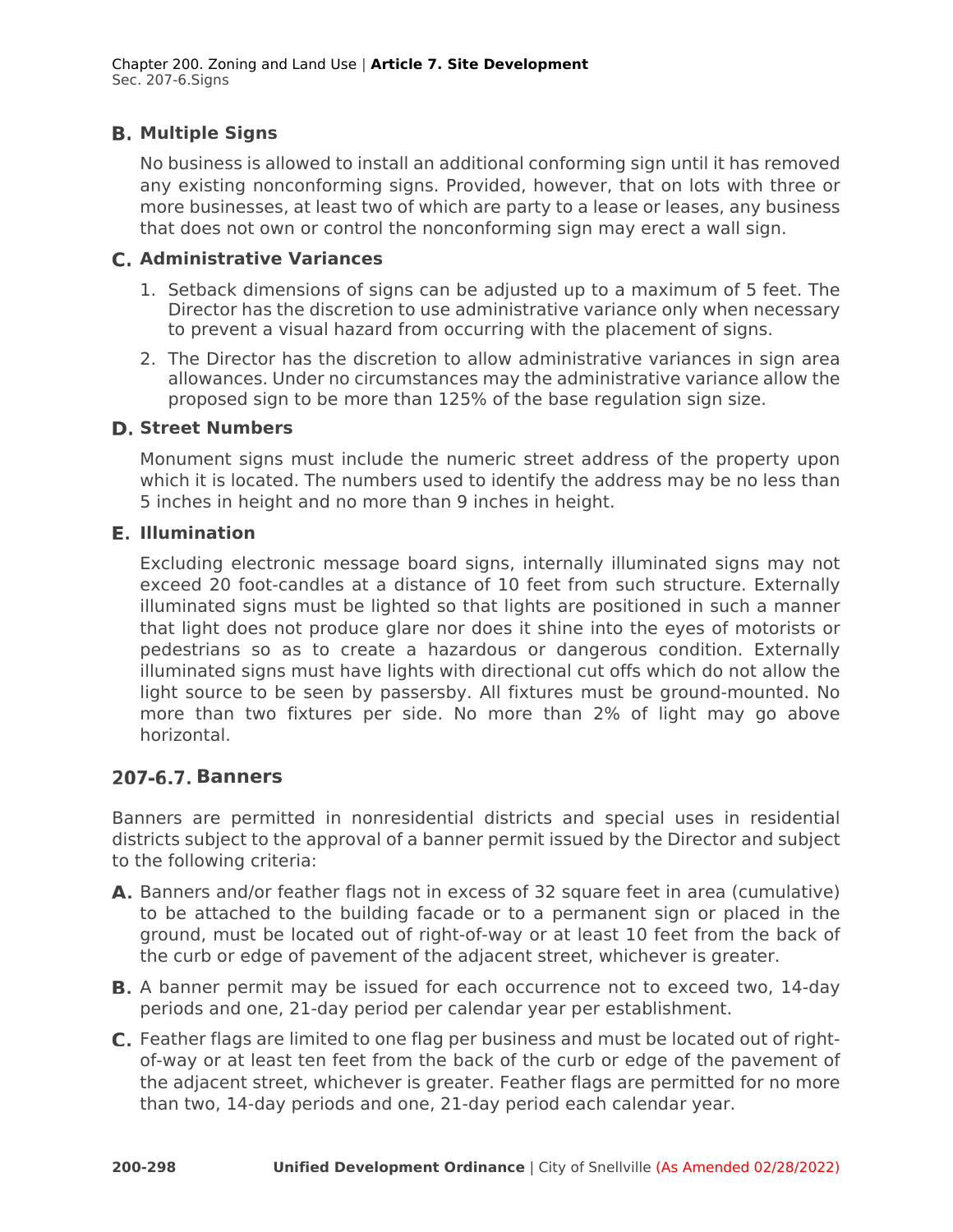### B. Multiple Signs

No business is allowed to install an additional conforming sign until it has removed any existing nonconforming signs. Provided, however, that on lots with three or more businesses, at least two of which are party to a lease or leases, any business that does not own or control the nonconforming sign may erect a wall sign.

### C. Administrative Variances

1. Setback dimensions of signs can be adjusted up to a maximum of 5 feet. The Director has the discretion to use administrative variance only when necessary to prevent a visual hazard from occurring with the placement of signs.
2. The Director has the discretion to allow administrative variances in sign area allowances. Under no circumstances may the administrative variance allow the proposed sign to be more than 125% of the base regulation sign size.

### D. Street Numbers

Monument signs must include the numeric street address of the property upon which it is located. The numbers used to identify the address may be no less than 5 inches in height and no more than 9 inches in height.

### E. Illumination

Excluding electronic message board signs, internally illuminated signs may not exceed 20 foot-candles at a distance of 10 feet from such structure. Externally illuminated signs must be lighted so that lights are positioned in such a manner that light does not produce glare nor does it shine into the eyes of motorists or pedestrians so as to create a hazardous or dangerous condition. Externally illuminated signs must have lights with directional cut offs which do not allow the light source to be seen by passersby. All fixtures must be ground-mounted. No more than two fixtures per side. No more than 2% of light may go above horizontal.

## 207-6.7. Banners

Banners are permitted in nonresidential districts and special uses in residential districts subject to the approval of a banner permit issued by the Director and subject to the following criteria:

**A.** Banners and/or feather flags not in excess of 32 square feet in area (cumulative) to be attached to the building facade or to a permanent sign or placed in the ground, must be located out of right-of-way or at least 10 feet from the back of the curb or edge of pavement of the adjacent street, whichever is greater.

**B.** A banner permit may be issued for each occurrence not to exceed two, 14-day periods and one, 21-day period per calendar year per establishment.

**C.** Feather flags are limited to one flag per business and must be located out of right-of-way or at least ten feet from the back of the curb or edge of the pavement of the adjacent street, whichever is greater. Feather flags are permitted for no more than two, 14-day periods and one, 21-day period each calendar year.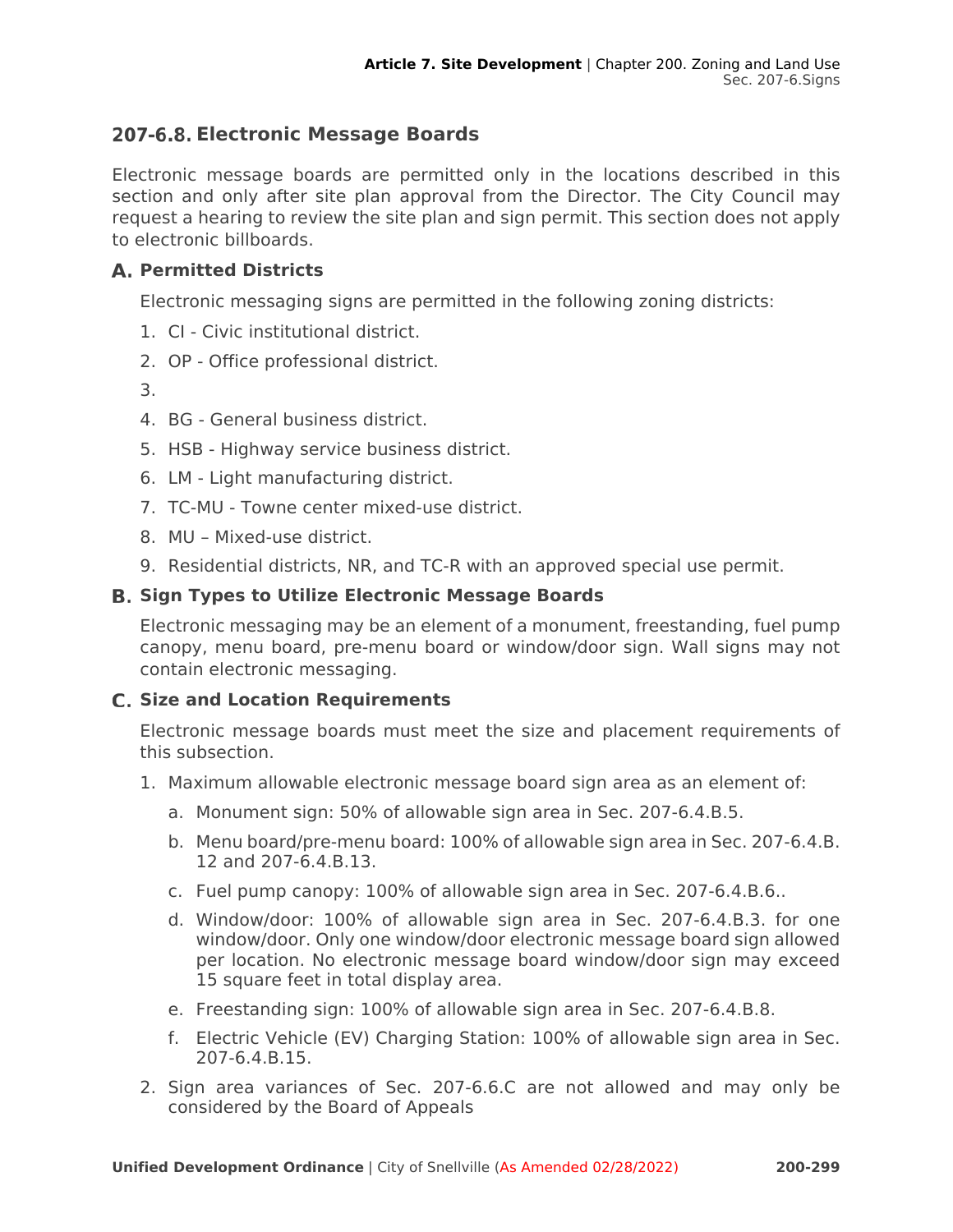## 207-6.8. Electronic Message Boards

Electronic message boards are permitted only in the locations described in this section and only after site plan approval from the Director. The City Council may request a hearing to review the site plan and sign permit. This section does not apply to electronic billboards.

### A. Permitted Districts

Electronic messaging signs are permitted in the following zoning districts:

1. CI - Civic institutional district.
2. OP - Office professional district.
3. 
4. BG - General business district.
5. HSB - Highway service business district.
6. LM - Light manufacturing district.
7. TC-MU - Towne center mixed-use district.
8. MU – Mixed-use district.
9. Residential districts, NR, and TC-R with an approved special use permit.

### B. Sign Types to Utilize Electronic Message Boards

Electronic messaging may be an element of a monument, freestanding, fuel pump canopy, menu board, pre-menu board or window/door sign. Wall signs may not contain electronic messaging.

### C. Size and Location Requirements

Electronic message boards must meet the size and placement requirements of this subsection.

1. Maximum allowable electronic message board sign area as an element of:
   a. Monument sign: 50% of allowable sign area in Sec. 207-6.4.B.5.
   b. Menu board/pre-menu board: 100% of allowable sign area in Sec. 207-6.4.B.12 and 207-6.4.B.13.
   c. Fuel pump canopy: 100% of allowable sign area in Sec. 207-6.4.B.6..
   d. Window/door: 100% of allowable sign area in Sec. 207-6.4.B.3. for one window/door. Only one window/door electronic message board sign allowed per location. No electronic message board window/door sign may exceed 15 square feet in total display area.
   e. Freestanding sign: 100% of allowable sign area in Sec. 207-6.4.B.8.
   f. Electric Vehicle (EV) Charging Station: 100% of allowable sign area in Sec. 207-6.4.B.15.
2. Sign area variances of Sec. 207-6.6.C are not allowed and may only be considered by the Board of Appeals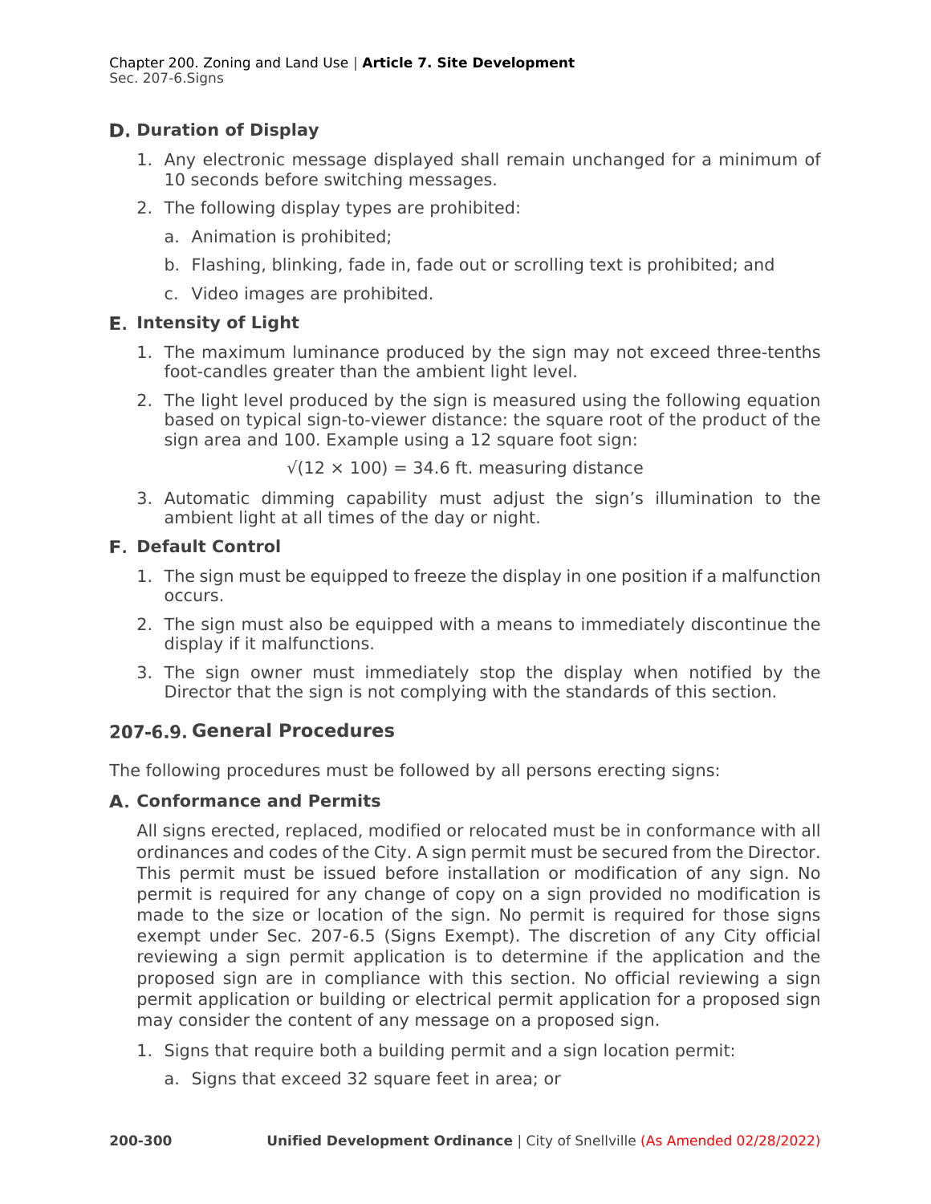### D. Duration of Display

1. Any electronic message displayed shall remain unchanged for a minimum of 10 seconds before switching messages.
2. The following display types are prohibited:
   a. Animation is prohibited;
   b. Flashing, blinking, fade in, fade out or scrolling text is prohibited; and
   c. Video images are prohibited.

### E. Intensity of Light

1. The maximum luminance produced by the sign may not exceed three-tenths foot-candles greater than the ambient light level.
2. The light level produced by the sign is measured using the following equation based on typical sign-to-viewer distance: the square root of the product of the sign area and 100. Example using a 12 square foot sign:

   $$\sqrt{(12 \times 100)} = 34.6 \text{ ft. measuring distance}$$

3. Automatic dimming capability must adjust the sign's illumination to the ambient light at all times of the day or night.

### F. Default Control

1. The sign must be equipped to freeze the display in one position if a malfunction occurs.
2. The sign must also be equipped with a means to immediately discontinue the display if it malfunctions.
3. The sign owner must immediately stop the display when notified by the Director that the sign is not complying with the standards of this section.

## 207-6.9. General Procedures

The following procedures must be followed by all persons erecting signs:

### A. Conformance and Permits

All signs erected, replaced, modified or relocated must be in conformance with all ordinances and codes of the City. A sign permit must be secured from the Director. This permit must be issued before installation or modification of any sign. No permit is required for any change of copy on a sign provided no modification is made to the size or location of the sign. No permit is required for those signs exempt under Sec. 207-6.5 (Signs Exempt). The discretion of any City official reviewing a sign permit application is to determine if the application and the proposed sign are in compliance with this section. No official reviewing a sign permit application or building or electrical permit application for a proposed sign may consider the content of any message on a proposed sign.

1. Signs that require both a building permit and a sign location permit:
   a. Signs that exceed 32 square feet in area; or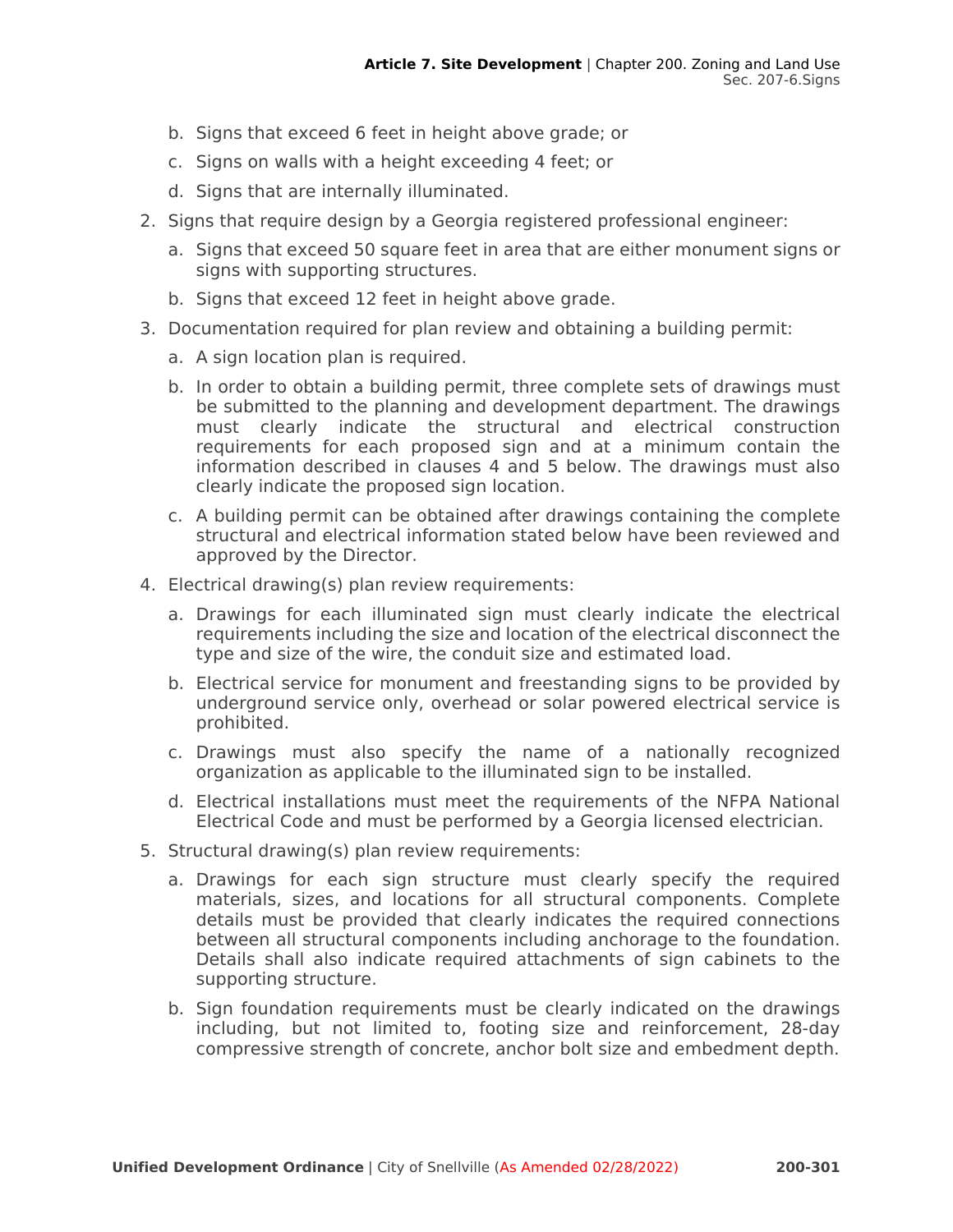b. Signs that exceed 6 feet in height above grade; or
   c. Signs on walls with a height exceeding 4 feet; or
   d. Signs that are internally illuminated.

2. Signs that require design by a Georgia registered professional engineer:
   a. Signs that exceed 50 square feet in area that are either monument signs or signs with supporting structures.
   b. Signs that exceed 12 feet in height above grade.

3. Documentation required for plan review and obtaining a building permit:
   a. A sign location plan is required.
   b. In order to obtain a building permit, three complete sets of drawings must be submitted to the planning and development department. The drawings must clearly indicate the structural and electrical construction requirements for each proposed sign and at a minimum contain the information described in clauses 4 and 5 below. The drawings must also clearly indicate the proposed sign location.
   c. A building permit can be obtained after drawings containing the complete structural and electrical information stated below have been reviewed and approved by the Director.

4. Electrical drawing(s) plan review requirements:
   a. Drawings for each illuminated sign must clearly indicate the electrical requirements including the size and location of the electrical disconnect the type and size of the wire, the conduit size and estimated load.
   b. Electrical service for monument and freestanding signs to be provided by underground service only, overhead or solar powered electrical service is prohibited.
   c. Drawings must also specify the name of a nationally recognized organization as applicable to the illuminated sign to be installed.
   d. Electrical installations must meet the requirements of the NFPA National Electrical Code and must be performed by a Georgia licensed electrician.

5. Structural drawing(s) plan review requirements:
   a. Drawings for each sign structure must clearly specify the required materials, sizes, and locations for all structural components. Complete details must be provided that clearly indicates the required connections between all structural components including anchorage to the foundation. Details shall also indicate required attachments of sign cabinets to the supporting structure.
   b. Sign foundation requirements must be clearly indicated on the drawings including, but not limited to, footing size and reinforcement, 28-day compressive strength of concrete, anchor bolt size and embedment depth.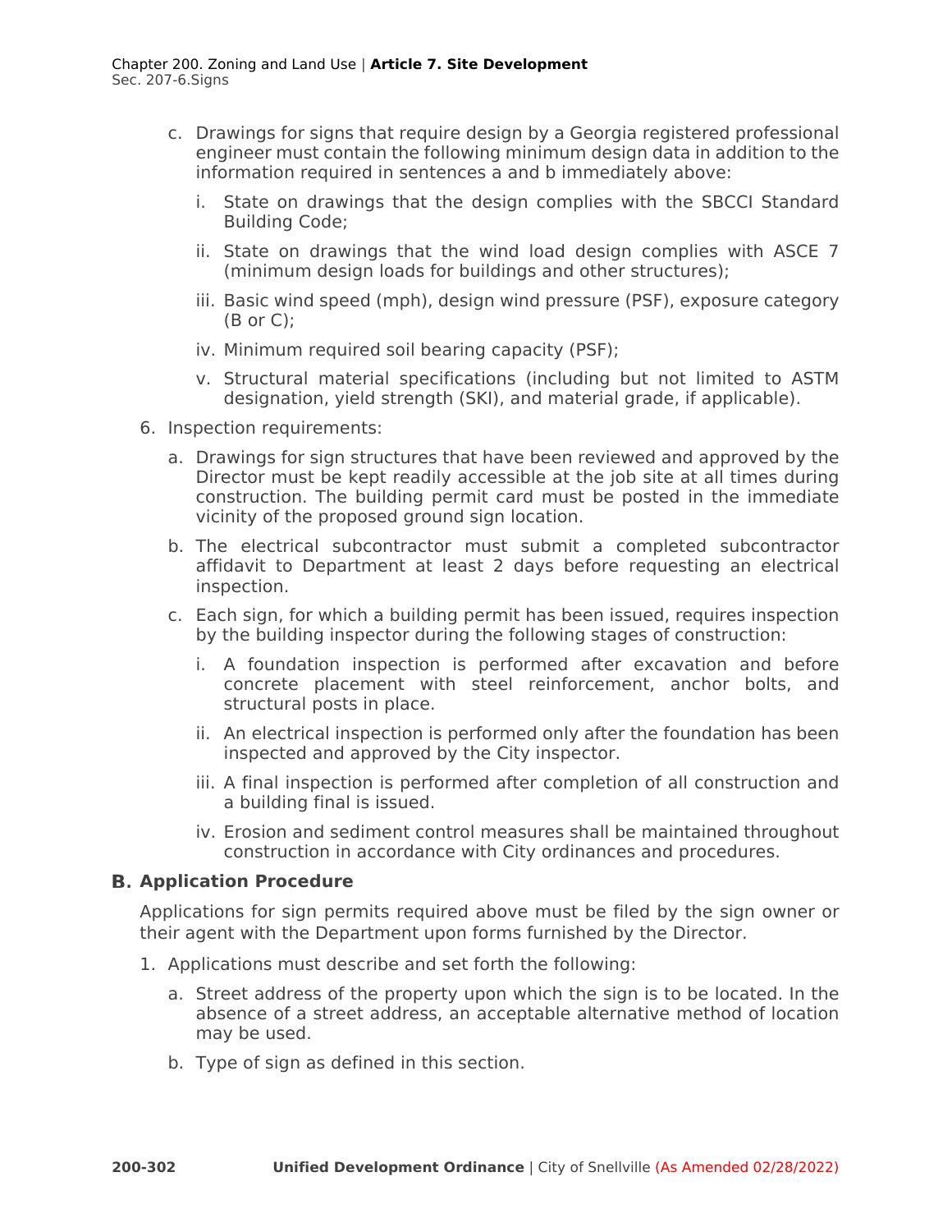c. Drawings for signs that require design by a Georgia registered professional engineer must contain the following minimum design data in addition to the information required in sentences a and b immediately above:

    i. State on drawings that the design complies with the SBCCI Standard Building Code;

    ii. State on drawings that the wind load design complies with ASCE 7 (minimum design loads for buildings and other structures);

    iii. Basic wind speed (mph), design wind pressure (PSF), exposure category (B or C);

    iv. Minimum required soil bearing capacity (PSF);

    v. Structural material specifications (including but not limited to ASTM designation, yield strength (SKI), and material grade, if applicable).

6. Inspection requirements:

    a. Drawings for sign structures that have been reviewed and approved by the Director must be kept readily accessible at the job site at all times during construction. The building permit card must be posted in the immediate vicinity of the proposed ground sign location.

    b. The electrical subcontractor must submit a completed subcontractor affidavit to Department at least 2 days before requesting an electrical inspection.

    c. Each sign, for which a building permit has been issued, requires inspection by the building inspector during the following stages of construction:

        i. A foundation inspection is performed after excavation and before concrete placement with steel reinforcement, anchor bolts, and structural posts in place.

        ii. An electrical inspection is performed only after the foundation has been inspected and approved by the City inspector.

        iii. A final inspection is performed after completion of all construction and a building final is issued.

        iv. Erosion and sediment control measures shall be maintained throughout construction in accordance with City ordinances and procedures.

## B. Application Procedure

Applications for sign permits required above must be filed by the sign owner or their agent with the Department upon forms furnished by the Director.

1. Applications must describe and set forth the following:

    a. Street address of the property upon which the sign is to be located. In the absence of a street address, an acceptable alternative method of location may be used.

    b. Type of sign as defined in this section.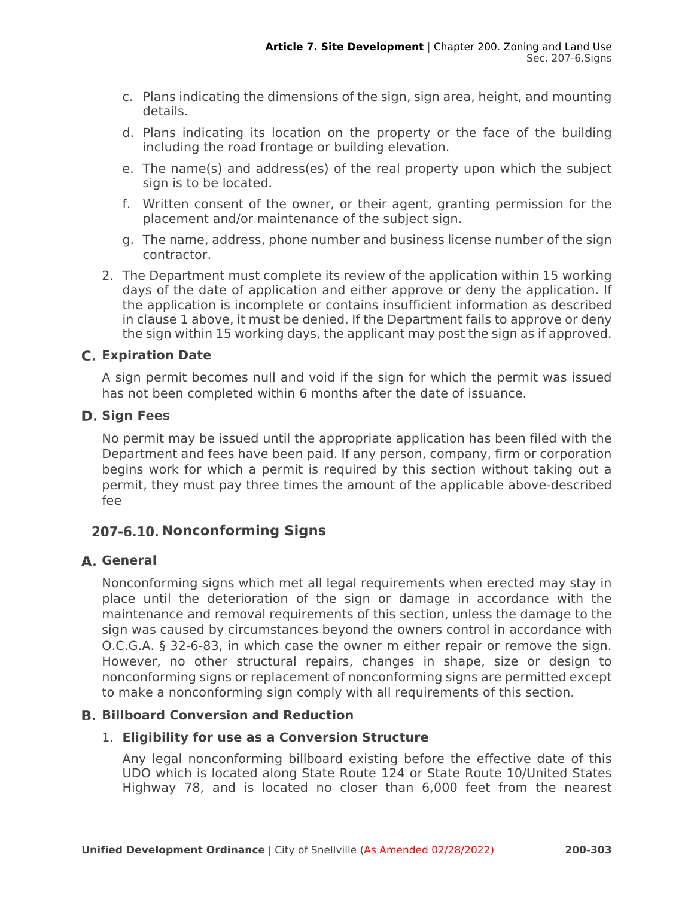c. Plans indicating the dimensions of the sign, sign area, height, and mounting details.

d. Plans indicating its location on the property or the face of the building including the road frontage or building elevation.

e. The name(s) and address(es) of the real property upon which the subject sign is to be located.

f. Written consent of the owner, or their agent, granting permission for the placement and/or maintenance of the subject sign.

g. The name, address, phone number and business license number of the sign contractor.

2. The Department must complete its review of the application within 15 working days of the date of application and either approve or deny the application. If the application is incomplete or contains insufficient information as described in clause 1 above, it must be denied. If the Department fails to approve or deny the sign within 15 working days, the applicant may post the sign as if approved.

### C. Expiration Date

A sign permit becomes null and void if the sign for which the permit was issued has not been completed within 6 months after the date of issuance.

### D. Sign Fees

No permit may be issued until the appropriate application has been filed with the Department and fees have been paid. If any person, company, firm or corporation begins work for which a permit is required by this section without taking out a permit, they must pay three times the amount of the applicable above-described fee

## 207-6.10. Nonconforming Signs

### A. General

Nonconforming signs which met all legal requirements when erected may stay in place until the deterioration of the sign or damage in accordance with the maintenance and removal requirements of this section, unless the damage to the sign was caused by circumstances beyond the owners control in accordance with O.C.G.A. § 32-6-83, in which case the owner m either repair or remove the sign. However, no other structural repairs, changes in shape, size or design to nonconforming signs or replacement of nonconforming signs are permitted except to make a nonconforming sign comply with all requirements of this section.

### B. Billboard Conversion and Reduction

1. **Eligibility for use as a Conversion Structure**

Any legal nonconforming billboard existing before the effective date of this UDO which is located along State Route 124 or State Route 10/United States Highway 78, and is located no closer than 6,000 feet from the nearest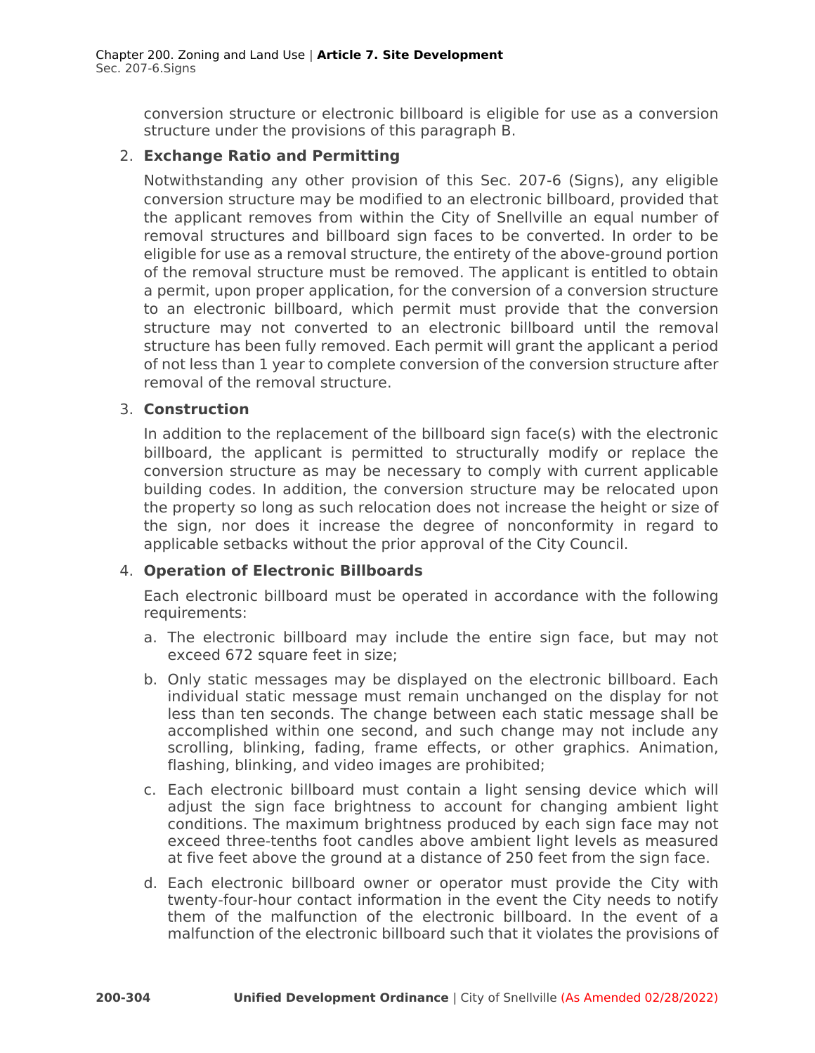conversion structure or electronic billboard is eligible for use as a conversion structure under the provisions of this paragraph B.

2. **Exchange Ratio and Permitting**

   Notwithstanding any other provision of this Sec. 207-6 (Signs), any eligible conversion structure may be modified to an electronic billboard, provided that the applicant removes from within the City of Snellville an equal number of removal structures and billboard sign faces to be converted. In order to be eligible for use as a removal structure, the entirety of the above-ground portion of the removal structure must be removed. The applicant is entitled to obtain a permit, upon proper application, for the conversion of a conversion structure to an electronic billboard, which permit must provide that the conversion structure may not converted to an electronic billboard until the removal structure has been fully removed. Each permit will grant the applicant a period of not less than 1 year to complete conversion of the conversion structure after removal of the removal structure.

3. **Construction**

   In addition to the replacement of the billboard sign face(s) with the electronic billboard, the applicant is permitted to structurally modify or replace the conversion structure as may be necessary to comply with current applicable building codes. In addition, the conversion structure may be relocated upon the property so long as such relocation does not increase the height or size of the sign, nor does it increase the degree of nonconformity in regard to applicable setbacks without the prior approval of the City Council.

4. **Operation of Electronic Billboards**

   Each electronic billboard must be operated in accordance with the following requirements:

   a. The electronic billboard may include the entire sign face, but may not exceed 672 square feet in size;

   b. Only static messages may be displayed on the electronic billboard. Each individual static message must remain unchanged on the display for not less than ten seconds. The change between each static message shall be accomplished within one second, and such change may not include any scrolling, blinking, fading, frame effects, or other graphics. Animation, flashing, blinking, and video images are prohibited;

   c. Each electronic billboard must contain a light sensing device which will adjust the sign face brightness to account for changing ambient light conditions. The maximum brightness produced by each sign face may not exceed three-tenths foot candles above ambient light levels as measured at five feet above the ground at a distance of 250 feet from the sign face.

   d. Each electronic billboard owner or operator must provide the City with twenty-four-hour contact information in the event the City needs to notify them of the malfunction of the electronic billboard. In the event of a malfunction of the electronic billboard such that it violates the provisions of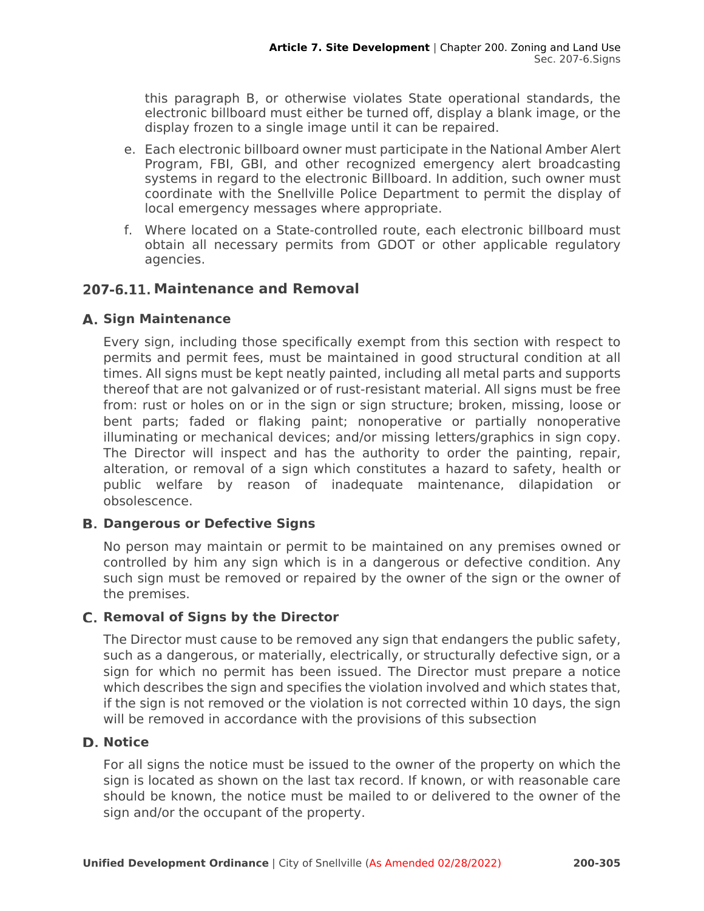this paragraph B, or otherwise violates State operational standards, the electronic billboard must either be turned off, display a blank image, or the display frozen to a single image until it can be repaired.

e. Each electronic billboard owner must participate in the National Amber Alert Program, FBI, GBI, and other recognized emergency alert broadcasting systems in regard to the electronic Billboard. In addition, such owner must coordinate with the Snellville Police Department to permit the display of local emergency messages where appropriate.

f. Where located on a State-controlled route, each electronic billboard must obtain all necessary permits from GDOT or other applicable regulatory agencies.

## 207-6.11. Maintenance and Removal

### A. Sign Maintenance

Every sign, including those specifically exempt from this section with respect to permits and permit fees, must be maintained in good structural condition at all times. All signs must be kept neatly painted, including all metal parts and supports thereof that are not galvanized or of rust-resistant material. All signs must be free from: rust or holes on or in the sign or sign structure; broken, missing, loose or bent parts; faded or flaking paint; nonoperative or partially nonoperative illuminating or mechanical devices; and/or missing letters/graphics in sign copy. The Director will inspect and has the authority to order the painting, repair, alteration, or removal of a sign which constitutes a hazard to safety, health or public welfare by reason of inadequate maintenance, dilapidation or obsolescence.

### B. Dangerous or Defective Signs

No person may maintain or permit to be maintained on any premises owned or controlled by him any sign which is in a dangerous or defective condition. Any such sign must be removed or repaired by the owner of the sign or the owner of the premises.

### C. Removal of Signs by the Director

The Director must cause to be removed any sign that endangers the public safety, such as a dangerous, or materially, electrically, or structurally defective sign, or a sign for which no permit has been issued. The Director must prepare a notice which describes the sign and specifies the violation involved and which states that, if the sign is not removed or the violation is not corrected within 10 days, the sign will be removed in accordance with the provisions of this subsection

### D. Notice

For all signs the notice must be issued to the owner of the property on which the sign is located as shown on the last tax record. If known, or with reasonable care should be known, the notice must be mailed to or delivered to the owner of the sign and/or the occupant of the property.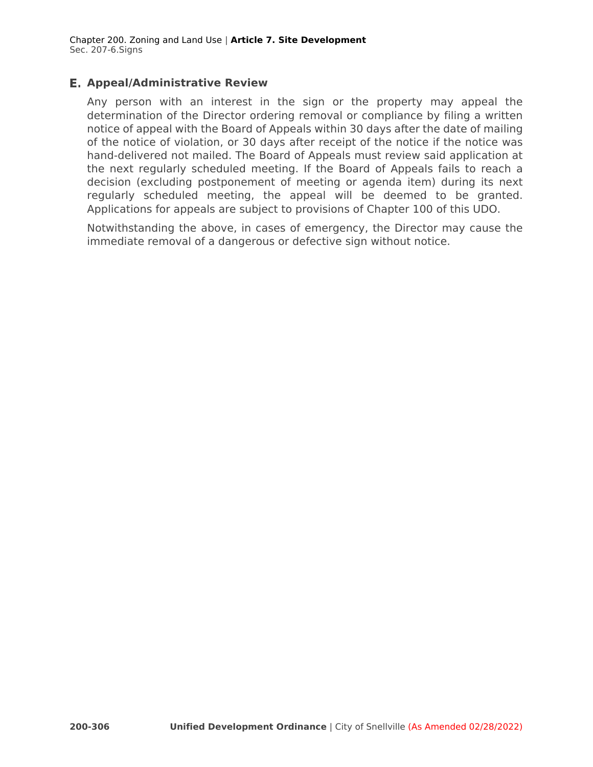### E. Appeal/Administrative Review

Any person with an interest in the sign or the property may appeal the determination of the Director ordering removal or compliance by filing a written notice of appeal with the Board of Appeals within 30 days after the date of mailing of the notice of violation, or 30 days after receipt of the notice if the notice was hand-delivered not mailed. The Board of Appeals must review said application at the next regularly scheduled meeting. If the Board of Appeals fails to reach a decision (excluding postponement of meeting or agenda item) during its next regularly scheduled meeting, the appeal will be deemed to be granted. Applications for appeals are subject to provisions of Chapter 100 of this UDO.

Notwithstanding the above, in cases of emergency, the Director may cause the immediate removal of a dangerous or defective sign without notice.